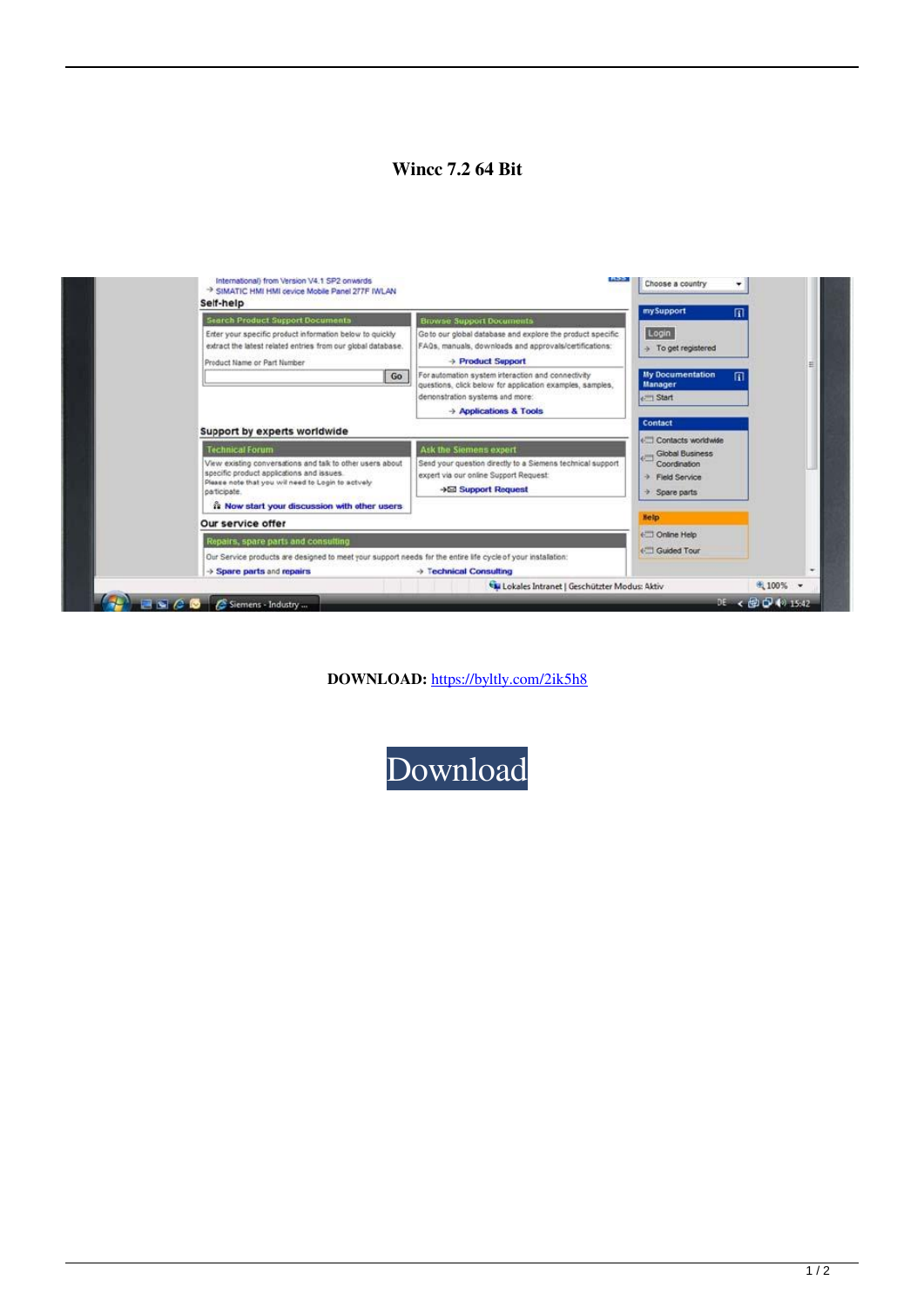# Wincc 7.2 64 Bit

**DOWNLOAD:** https://byltly.com/2ik5h8

Download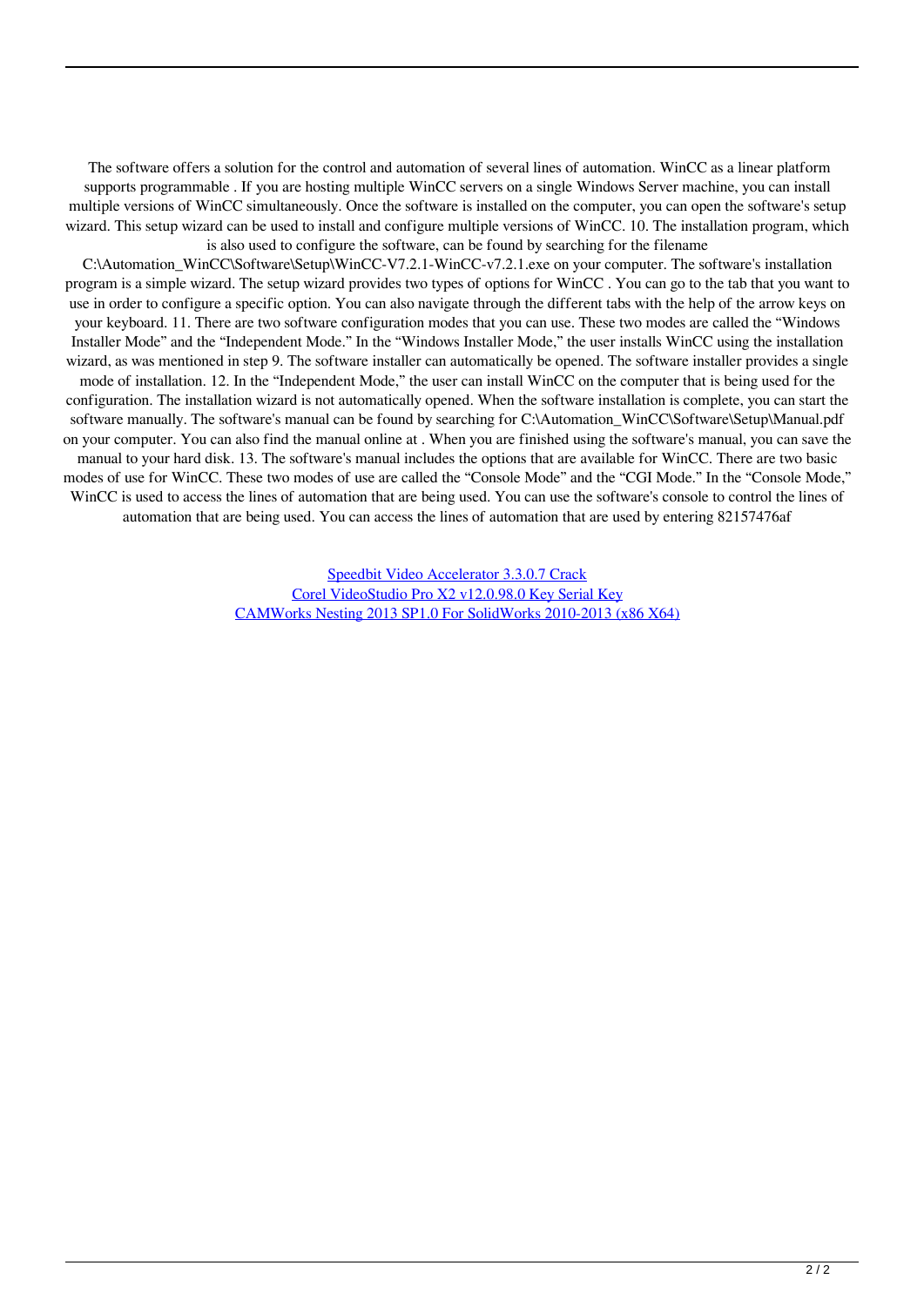The software offers a solution for the control and automation of several lines of automation. WinCC as a linear platform supports programmable . If you are hosting multiple WinCC servers on a single Windows Server machine, you can install multiple versions of WinCC simultaneously. Once the software is installed on the computer, you can open the software's setup wizard. This setup wizard can be used to install and configure multiple versions of WinCC. 10. The installation program, which is also used to configure the software, can be found by searching for the filename C:\Automation_WinCC\Software\Setup\WinCC-V7.2.1-WinCC-v7.2.1.exe on your computer. The software's installation program is a simple wizard. The setup wizard provides two types of options for WinCC . You can go to the tab that you want to use in order to configure a specific option. You can also navigate through the different tabs with the help of the arrow keys on your keyboard. 11. There are two software configuration modes that you can use. These two modes are called the "Windows Installer Mode" and the "Independent Mode." In the "Windows Installer Mode," the user installs WinCC using the installation wizard, as was mentioned in step 9. The software installer can automatically be opened. The software installer provides a single mode of installation. 12. In the "Independent Mode," the user can install WinCC on the computer that is being used for the configuration. The installation wizard is not automatically opened. When the software installation is complete, you can start the software manually. The software's manual can be found by searching for C:\Automation_WinCC\Software\Setup\Manual.pdf on your computer. You can also find the manual online at . When you are finished using the software's manual, you can save the manual to your hard disk. 13. The software's manual includes the options that are available for WinCC. There are two basic modes of use for WinCC. These two modes of use are called the "Console Mode" and the "CGI Mode." In the "Console Mode," WinCC is used to access the lines of automation that are being used. You can use the software's console to control the lines of automation that are being used. You can access the lines of automation that are used by entering 82157476af

Speedbit Video Accelerator 3.3.0.7 Crack
Corel VideoStudio Pro X2 v12.0.98.0 Key Serial Key
CAMWorks Nesting 2013 SP1.0 For SolidWorks 2010-2013 (x86 X64)